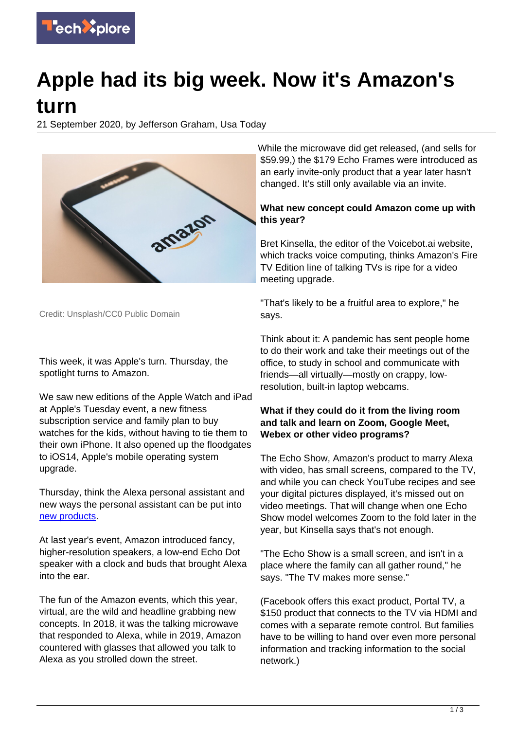# Apple had its big week. Now it's Amazon's turn

21 September 2020, by Jefferson Graham, Usa Today

Credit: Unsplash/CC0 Public Domain

This week, it was Apple's turn. Thursday, the spotlight turns to Amazon.

We saw new editions of the Apple Watch and iPad at Apple's Tuesday event, a new fitness subscription service and family plan to buy watches for the kids, without having to tie them to their own iPhone. It also opened up the floodgates to iOS14, Apple's mobile operating system upgrade.

Thursday, think the Alexa personal assistant and new ways the personal assistant can be put into [new products](new products).

At last year's event, Amazon introduced fancy, higher-resolution speakers, a low-end Echo Dot speaker with a clock and buds that brought Alexa into the ear.

The fun of the Amazon events, which this year, virtual, are the wild and headline grabbing new concepts. In 2018, it was the talking microwave that responded to Alexa, while in 2019, Amazon countered with glasses that allowed you talk to Alexa as you strolled down the street.

While the microwave did get released, (and sells for $59.99,) the $179 Echo Frames were introduced as an early invite-only product that a year later hasn't changed. It's still only available via an invite.

**What new concept could Amazon come up with this year?**

Bret Kinsella, the editor of the Voicebot.ai website, which tracks voice computing, thinks Amazon's Fire TV Edition line of talking TVs is ripe for a video meeting upgrade.

"That's likely to be a fruitful area to explore," he says.

Think about it: A pandemic has sent people home to do their work and take their meetings out of the office, to study in school and communicate with friends—all virtually—mostly on crappy, low-resolution, built-in laptop webcams.

**What if they could do it from the living room and talk and learn on Zoom, Google Meet, Webex or other video programs?**

The Echo Show, Amazon's product to marry Alexa with video, has small screens, compared to the TV, and while you can check YouTube recipes and see your digital pictures displayed, it's missed out on video meetings. That will change when one Echo Show model welcomes Zoom to the fold later in the year, but Kinsella says that's not enough.

"The Echo Show is a small screen, and isn't in a place where the family can all gather round," he says. "The TV makes more sense."

(Facebook offers this exact product, Portal TV, a $150 product that connects to the TV via HDMI and comes with a separate remote control. But families have to be willing to hand over even more personal information and tracking information to the social network.)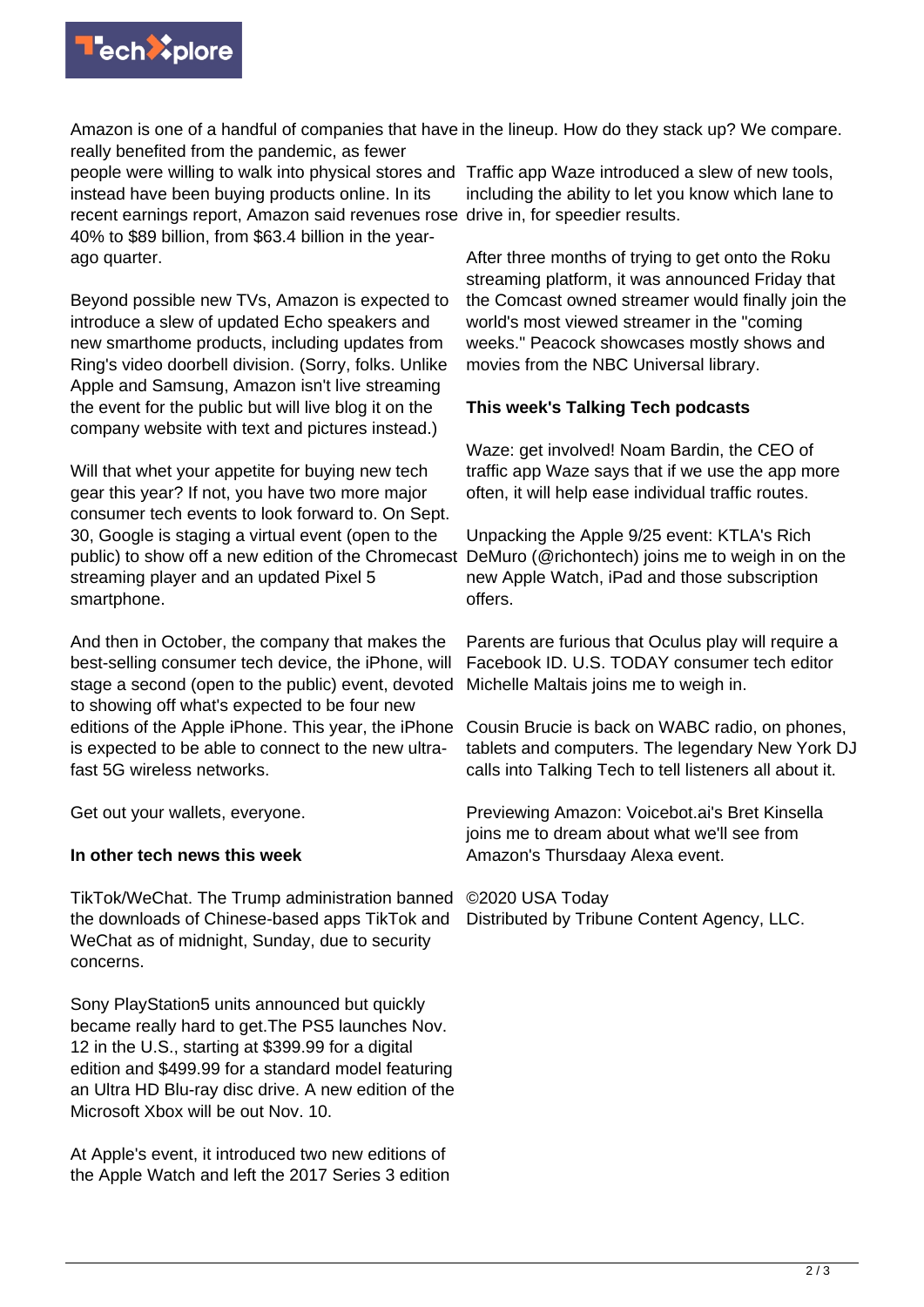Amazon is one of a handful of companies that have really benefited from the pandemic, as fewer people were willing to walk into physical stores and instead have been buying products online. In its recent earnings report, Amazon said revenues rose 40% to $89 billion, from $63.4 billion in the year-ago quarter.

Beyond possible new TVs, Amazon is expected to introduce a slew of updated Echo speakers and new smarthome products, including updates from Ring's video doorbell division. (Sorry, folks. Unlike Apple and Samsung, Amazon isn't live streaming the event for the public but will live blog it on the company website with text and pictures instead.)

Will that whet your appetite for buying new tech gear this year? If not, you have two more major consumer tech events to look forward to. On Sept. 30, Google is staging a virtual event (open to the public) to show off a new edition of the Chromecast streaming player and an updated Pixel 5 smartphone.

And then in October, the company that makes the best-selling consumer tech device, the iPhone, will stage a second (open to the public) event, devoted to showing off what's expected to be four new editions of the Apple iPhone. This year, the iPhone is expected to be able to connect to the new ultra-fast 5G wireless networks.

Get out your wallets, everyone.

**In other tech news this week**

TikTok/WeChat. The Trump administration banned the downloads of Chinese-based apps TikTok and WeChat as of midnight, Sunday, due to security concerns.

Sony PlayStation5 units announced but quickly became really hard to get.The PS5 launches Nov. 12 in the U.S., starting at $399.99 for a digital edition and $499.99 for a standard model featuring an Ultra HD Blu-ray disc drive. A new edition of the Microsoft Xbox will be out Nov. 10.

At Apple's event, it introduced two new editions of the Apple Watch and left the 2017 Series 3 edition in the lineup. How do they stack up? We compare.

Traffic app Waze introduced a slew of new tools, including the ability to let you know which lane to drive in, for speedier results.

After three months of trying to get onto the Roku streaming platform, it was announced Friday that the Comcast owned streamer would finally join the world's most viewed streamer in the "coming weeks." Peacock showcases mostly shows and movies from the NBC Universal library.

**This week's Talking Tech podcasts**

Waze: get involved! Noam Bardin, the CEO of traffic app Waze says that if we use the app more often, it will help ease individual traffic routes.

Unpacking the Apple 9/25 event: KTLA's Rich DeMuro (@richontech) joins me to weigh in on the new Apple Watch, iPad and those subscription offers.

Parents are furious that Oculus play will require a Facebook ID. U.S. TODAY consumer tech editor Michelle Maltais joins me to weigh in.

Cousin Brucie is back on WABC radio, on phones, tablets and computers. The legendary New York DJ calls into Talking Tech to tell listeners all about it.

Previewing Amazon: Voicebot.ai's Bret Kinsella joins me to dream about what we'll see from Amazon's Thursdaay Alexa event.

©2020 USA Today
Distributed by Tribune Content Agency, LLC.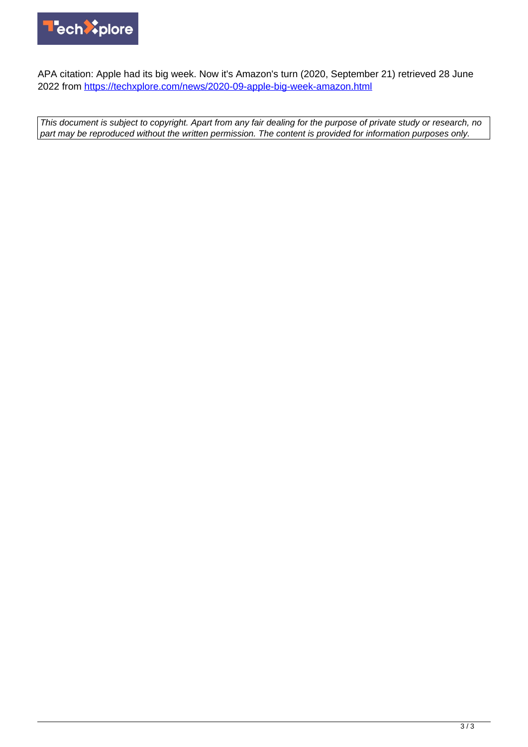APA citation: Apple had its big week. Now it's Amazon's turn (2020, September 21) retrieved 28 June 2022 from https://techxplore.com/news/2020-09-apple-big-week-amazon.html

*This document is subject to copyright. Apart from any fair dealing for the purpose of private study or research, no part may be reproduced without the written permission. The content is provided for information purposes only.*